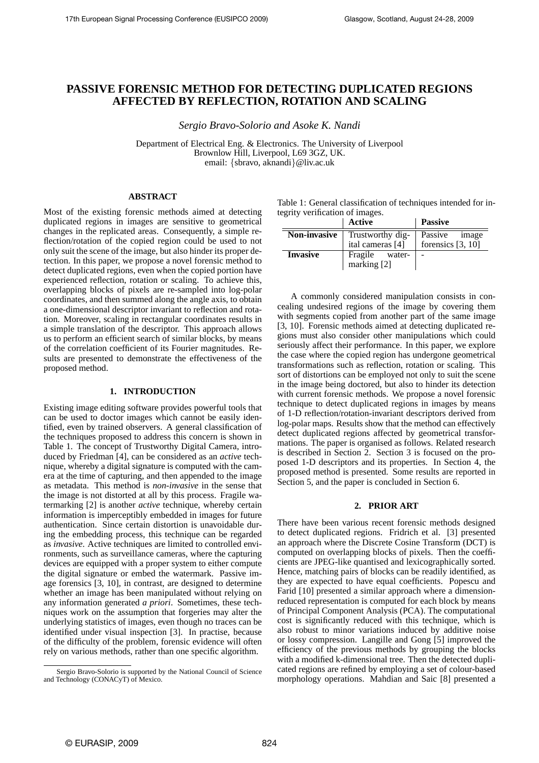# PASSIVE FORENSIC METHOD FOR DETECTING DUPLICATED REGIONS AFFECTED BY REFLECTION, ROTATION AND SCALING

*Sergio Bravo-Solorio and Asoke K. Nandi*

Department of Electrical Eng. & Electronics. The University of Liverpool
Brownlow Hill, Liverpool, L69 3GZ, UK.
email: {sbravo, aknandi}@liv.ac.uk

## ABSTRACT

Most of the existing forensic methods aimed at detecting duplicated regions in images are sensitive to geometrical changes in the replicated areas. Consequently, a simple reflection/rotation of the copied region could be used to not only suit the scene of the image, but also hinder its proper detection. In this paper, we propose a novel forensic method to detect duplicated regions, even when the copied portion have experienced reflection, rotation or scaling. To achieve this, overlapping blocks of pixels are re-sampled into log-polar coordinates, and then summed along the angle axis, to obtain a one-dimensional descriptor invariant to reflection and rotation. Moreover, scaling in rectangular coordinates results in a simple translation of the descriptor. This approach allows us to perform an efficient search of similar blocks, by means of the correlation coefficient of its Fourier magnitudes. Results are presented to demonstrate the effectiveness of the proposed method.

## 1. INTRODUCTION

Existing image editing software provides powerful tools that can be used to doctor images which cannot be easily identified, even by trained observers. A general classification of the techniques proposed to address this concern is shown in Table 1. The concept of Trustworthy Digital Camera, introduced by Friedman [4], can be considered as an *active* technique, whereby a digital signature is computed with the camera at the time of capturing, and then appended to the image as metadata. This method is *non-invasive* in the sense that the image is not distorted at all by this process. Fragile watermarking [2] is another *active* technique, whereby certain information is imperceptibly embedded in images for future authentication. Since certain distortion is unavoidable during the embedding process, this technique can be regarded as *invasive*. Active techniques are limited to controlled environments, such as surveillance cameras, where the capturing devices are equipped with a proper system to either compute the digital signature or embed the watermark. Passive image forensics [3, 10], in contrast, are designed to determine whether an image has been manipulated without relying on any information generated *a priori*. Sometimes, these techniques work on the assumption that forgeries may alter the underlying statistics of images, even though no traces can be identified under visual inspection [3]. In practise, because of the difficulty of the problem, forensic evidence will often rely on various methods, rather than one specific algorithm.

Sergio Bravo-Solorio is supported by the National Council of Science and Technology (CONACyT) of Mexico.

Table 1: General classification of techniques intended for integrity verification of images.

| | **Active** | **Passive** |
|---|---|---|
| **Non-invasive** | Trustworthy digital cameras [4] | Passive image forensics [3, 10] |
| **Invasive** | Fragile watermarking [2] | - |

A commonly considered manipulation consists in concealing undesired regions of the image by covering them with segments copied from another part of the same image [3, 10]. Forensic methods aimed at detecting duplicated regions must also consider other manipulations which could seriously affect their performance. In this paper, we explore the case where the copied region has undergone geometrical transformations such as reflection, rotation or scaling. This sort of distortions can be employed not only to suit the scene in the image being doctored, but also to hinder its detection with current forensic methods. We propose a novel forensic technique to detect duplicated regions in images by means of 1-D reflection/rotation-invariant descriptors derived from log-polar maps. Results show that the method can effectively detect duplicated regions affected by geometrical transformations. The paper is organised as follows. Related research is described in Section 2. Section 3 is focused on the proposed 1-D descriptors and its properties. In Section 4, the proposed method is presented. Some results are reported in Section 5, and the paper is concluded in Section 6.

## 2. PRIOR ART

There have been various recent forensic methods designed to detect duplicated regions. Fridrich et al. [3] presented an approach where the Discrete Cosine Transform (DCT) is computed on overlapping blocks of pixels. Then the coefficients are JPEG-like quantised and lexicographically sorted. Hence, matching pairs of blocks can be readily identified, as they are expected to have equal coefficients. Popescu and Farid [10] presented a similar approach where a dimension-reduced representation is computed for each block by means of Principal Component Analysis (PCA). The computational cost is significantly reduced with this technique, which is also robust to minor variations induced by additive noise or lossy compression. Langille and Gong [5] improved the efficiency of the previous methods by grouping the blocks with a modified k-dimensional tree. Then the detected duplicated regions are refined by employing a set of colour-based morphology operations. Mahdian and Saic [8] presented a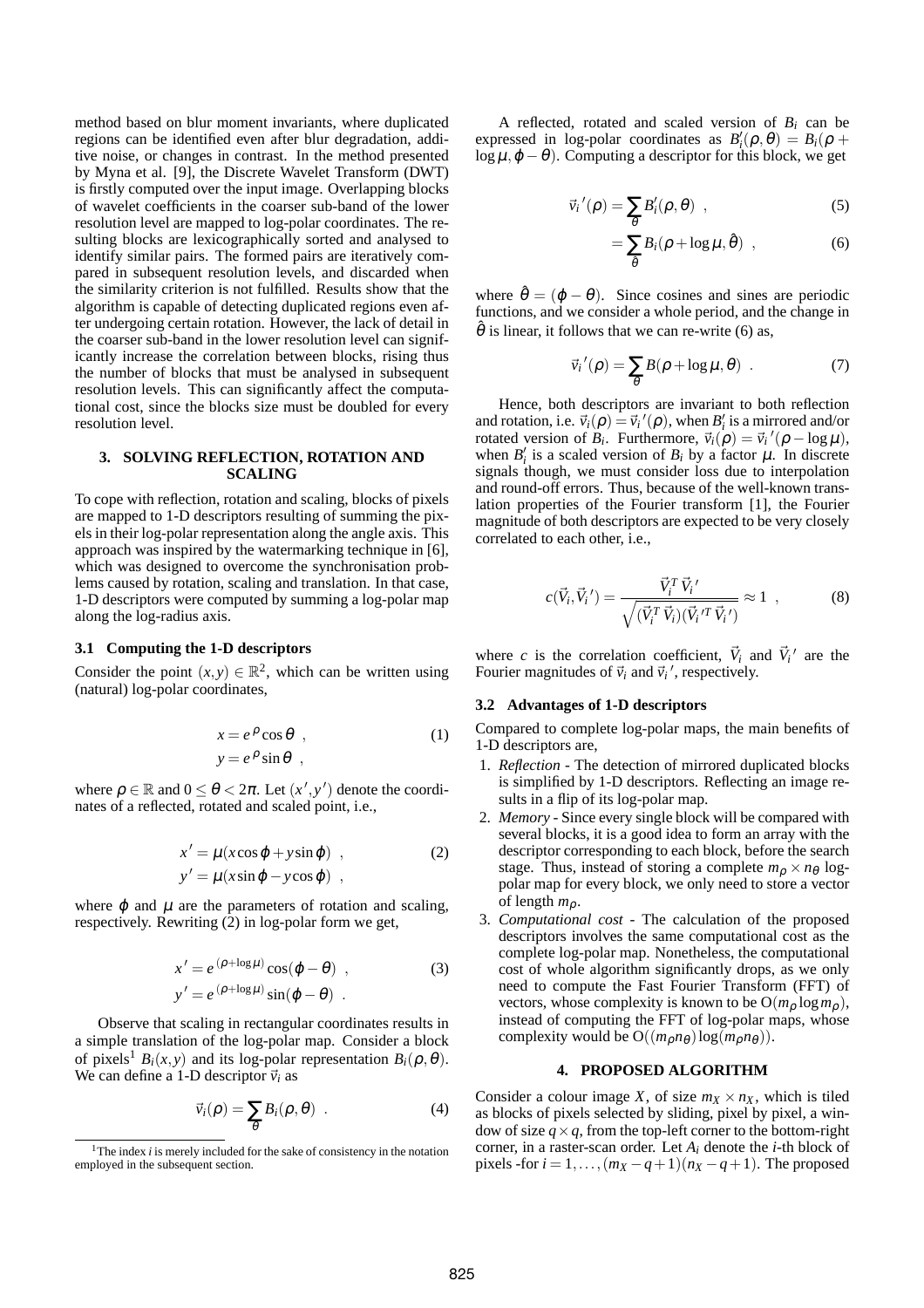method based on blur moment invariants, where duplicated regions can be identified even after blur degradation, additive noise, or changes in contrast. In the method presented by Myna et al. [9], the Discrete Wavelet Transform (DWT) is firstly computed over the input image. Overlapping blocks of wavelet coefficients in the coarser sub-band of the lower resolution level are mapped to log-polar coordinates. The resulting blocks are lexicographically sorted and analysed to identify similar pairs. The formed pairs are iteratively compared in subsequent resolution levels, and discarded when the similarity criterion is not fulfilled. Results show that the algorithm is capable of detecting duplicated regions even after undergoing certain rotation. However, the lack of detail in the coarser sub-band in the lower resolution level can significantly increase the correlation between blocks, rising thus the number of blocks that must be analysed in subsequent resolution levels. This can significantly affect the computational cost, since the blocks size must be doubled for every resolution level.

## 3. SOLVING REFLECTION, ROTATION AND SCALING

To cope with reflection, rotation and scaling, blocks of pixels are mapped to 1-D descriptors resulting of summing the pixels in their log-polar representation along the angle axis. This approach was inspired by the watermarking technique in [6], which was designed to overcome the synchronisation problems caused by rotation, scaling and translation. In that case, 1-D descriptors were computed by summing a log-polar map along the log-radius axis.

### 3.1 Computing the 1-D descriptors

Consider the point $(x,y) \in \mathbb{R}^2$, which can be written using (natural) log-polar coordinates,

$$x = e^{\rho}\cos\theta \ , \qquad (1)$$
$$y = e^{\rho}\sin\theta \ ,$$

where $\rho \in \mathbb{R}$ and $0 \leq \theta < 2\pi$. Let $(x',y')$ denote the coordinates of a reflected, rotated and scaled point, i.e.,

$$x' = \mu(x\cos\varphi + y\sin\varphi) \ , \qquad (2)$$
$$y' = \mu(x\sin\varphi - y\cos\varphi) \ ,$$

where $\varphi$ and $\mu$ are the parameters of rotation and scaling, respectively. Rewriting (2) in log-polar form we get,

$$x' = e^{(\rho+\log\mu)}\cos(\varphi-\theta) \ , \qquad (3)$$
$$y' = e^{(\rho+\log\mu)}\sin(\varphi-\theta) \ .$$

Observe that scaling in rectangular coordinates results in a simple translation of the log-polar map. Consider a block of pixels[1] $B_i(x,y)$ and its log-polar representation $B_i(\rho,\theta)$. We can define a 1-D descriptor $\vec{v}_i$ as

$$\vec{v}_i(\rho) = \sum_{\theta} B_i(\rho,\theta) \ . \qquad (4)$$

[1] The index $i$ is merely included for the sake of consistency in the notation employed in the subsequent section.

A reflected, rotated and scaled version of $B_i$ can be expressed in log-polar coordinates as $B_i'(\rho,\theta) = B_i(\rho + \log\mu, \varphi - \theta)$. Computing a descriptor for this block, we get

$$\vec{v}_i{}'(\rho) = \sum_{\theta} B_i'(\rho,\theta) \ , \qquad (5)$$

$$= \sum_{\hat{\theta}} B_i(\rho+\log\mu,\hat{\theta}) \ , \qquad (6)$$

where $\hat{\theta} = (\varphi - \theta)$. Since cosines and sines are periodic functions, and we consider a whole period, and the change in $\hat{\theta}$ is linear, it follows that we can re-write (6) as,

$$\vec{v}_i{}'(\rho) = \sum_{\theta} B(\rho+\log\mu,\theta) \ . \qquad (7)$$

Hence, both descriptors are invariant to both reflection and rotation, i.e. $\vec{v}_i(\rho) = \vec{v}_i{}'(\rho)$, when $B_i'$ is a mirrored and/or rotated version of $B_i$. Furthermore, $\vec{v}_i(\rho) = \vec{v}_i{}'(\rho - \log\mu)$, when $B_i'$ is a scaled version of $B_i$ by a factor $\mu$. In discrete signals though, we must consider loss due to interpolation and round-off errors. Thus, because of the well-known translation properties of the Fourier transform [1], the Fourier magnitude of both descriptors are expected to be very closely correlated to each other, i.e.,

$$c(\vec{V}_i,\vec{V}_i{}') = \frac{\vec{V}_i^T\,\vec{V}_i{}'}{\sqrt{(\vec{V}_i^T\,\vec{V}_i)(\vec{V}_i{}'^T\,\vec{V}_i{}')}} \approx 1 \ , \qquad (8)$$

where $c$ is the correlation coefficient, $\vec{V}_i$ and $\vec{V}_i{}'$ are the Fourier magnitudes of $\vec{v}_i$ and $\vec{v}_i{}'$, respectively.

### 3.2 Advantages of 1-D descriptors

Compared to complete log-polar maps, the main benefits of 1-D descriptors are,

1. *Reflection* - The detection of mirrored duplicated blocks is simplified by 1-D descriptors. Reflecting an image results in a flip of its log-polar map.
2. *Memory* - Since every single block will be compared with several blocks, it is a good idea to form an array with the descriptor corresponding to each block, before the search stage. Thus, instead of storing a complete $m_\rho \times n_\theta$ log-polar map for every block, we only need to store a vector of length $m_\rho$.
3. *Computational cost* - The calculation of the proposed descriptors involves the same computational cost as the complete log-polar map. Nonetheless, the computational cost of whole algorithm significantly drops, as we only need to compute the Fast Fourier Transform (FFT) of vectors, whose complexity is known to be $O(m_\rho \log m_\rho)$, instead of computing the FFT of log-polar maps, whose complexity would be $O((m_\rho n_\theta)\log(m_\rho n_\theta))$.

## 4. PROPOSED ALGORITHM

Consider a colour image $X$, of size $m_X \times n_X$, which is tiled as blocks of pixels selected by sliding, pixel by pixel, a window of size $q \times q$, from the top-left corner to the bottom-right corner, in a raster-scan order. Let $A_i$ denote the $i$-th block of pixels -for $i = 1, \ldots, (m_X - q + 1)(n_X - q + 1)$. The proposed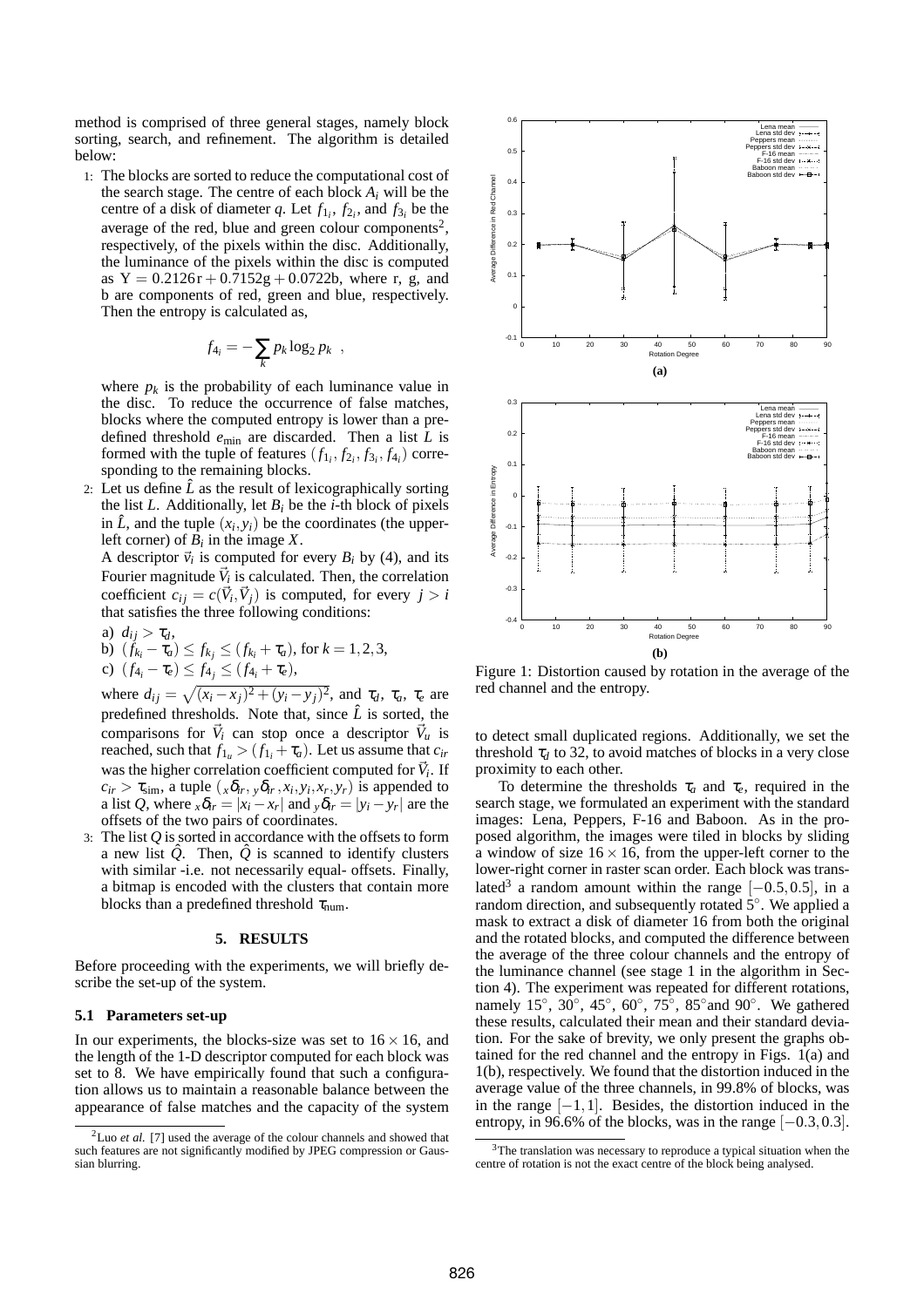method is comprised of three general stages, namely block sorting, search, and refinement. The algorithm is detailed below:

1: The blocks are sorted to reduce the computational cost of the search stage. The centre of each block $A_i$ will be the centre of a disk of diameter $q$. Let $f_{1_i}$, $f_{2_i}$, and $f_{3_i}$ be the average of the red, blue and green colour components[2], respectively, of the pixels within the disc. Additionally, the luminance of the pixels within the disc is computed as $\mathrm{Y} = 0.2126\mathrm{r} + 0.7152\mathrm{g} + 0.0722\mathrm{b}$, where r, g, and b are components of red, green and blue, respectively. Then the entropy is calculated as,

$$f_{4_i} = -\sum_k p_k \log_2 p_k \ \ ,$$

where $p_k$ is the probability of each luminance value in the disc. To reduce the occurrence of false matches, blocks where the computed entropy is lower than a predefined threshold $e_{\min}$ are discarded. Then a list $L$ is formed with the tuple of features $(f_{1_i}, f_{2_i}, f_{3_i}, f_{4_i})$ corresponding to the remaining blocks.

2: Let us define $\hat{L}$ as the result of lexicographically sorting the list $L$. Additionally, let $B_i$ be the $i$-th block of pixels in $\hat{L}$, and the tuple $(x_i, y_i)$ be the coordinates (the upper-left corner) of $B_i$ in the image $X$.
A descriptor $\vec{v}_i$ is computed for every $B_i$ by (4), and its Fourier magnitude $\vec{V}_i$ is calculated. Then, the correlation coefficient $c_{ij} = c(\vec{V}_i, \vec{V}_j)$ is computed, for every $j > i$ that satisfies the three following conditions:

a) $d_{ij} > \tau_d$,
b) $(f_{k_i} - \tau_a) \leq f_{k_j} \leq (f_{k_i} + \tau_a)$, for $k = 1, 2, 3$,
c) $(f_{4_i} - \tau_e) \leq f_{4_j} \leq (f_{4_i} + \tau_e)$,

where $d_{ij} = \sqrt{(x_i - x_j)^2 + (y_i - y_j)^2}$, and $\tau_d$, $\tau_a$, $\tau_e$ are predefined thresholds. Note that, since $\hat{L}$ is sorted, the comparisons for $\vec{V}_i$ can stop once a descriptor $\vec{V}_u$ is reached, such that $f_{1_u} > (f_{1_i} + \tau_a)$. Let us assume that $c_{ir}$ was the higher correlation coefficient computed for $\vec{V}_i$. If $c_{ir} > \tau_{\mathrm{sim}}$, a tuple $({}_x\delta_{ir}, {}_y\delta_{ir}, x_i, y_i, x_r, y_r)$ is appended to a list $Q$, where ${}_x\delta_{ir} = |x_i - x_r|$ and ${}_y\delta_{ir} = |y_i - y_r|$ are the offsets of the two pairs of coordinates.

3: The list $Q$ is sorted in accordance with the offsets to form a new list $\hat{Q}$. Then, $\hat{Q}$ is scanned to identify clusters with similar -i.e. not necessarily equal- offsets. Finally, a bitmap is encoded with the clusters that contain more blocks than a predefined threshold $\tau_{\mathrm{num}}$.

## 5. RESULTS

Before proceeding with the experiments, we will briefly describe the set-up of the system.

### 5.1 Parameters set-up

In our experiments, the blocks-size was set to $16 \times 16$, and the length of the 1-D descriptor computed for each block was set to 8. We have empirically found that such a configuration allows us to maintain a reasonable balance between the appearance of false matches and the capacity of the system to detect small duplicated regions. Additionally, we set the threshold $\tau_d$ to 32, to avoid matches of blocks in a very close proximity to each other.

To determine the thresholds $\tau_a$ and $\tau_e$, required in the search stage, we formulated an experiment with the standard images: Lena, Peppers, F-16 and Baboon. As in the proposed algorithm, the images were tiled in blocks by sliding a window of size $16 \times 16$, from the upper-left corner to the lower-right corner in raster scan order. Each block was translated[3] a random amount within the range $[-0.5, 0.5]$, in a random direction, and subsequently rotated $5^\circ$. We applied a mask to extract a disk of diameter 16 from both the original and the rotated blocks, and computed the difference between the average of the three colour channels and the entropy of the luminance channel (see stage 1 in the algorithm in Section 4). The experiment was repeated for different rotations, namely $15^\circ$, $30^\circ$, $45^\circ$, $60^\circ$, $75^\circ$, $85^\circ$ and $90^\circ$. We gathered these results, calculated their mean and their standard deviation. For the sake of brevity, we only present the graphs obtained for the red channel and the entropy in Figs. 1(a) and 1(b), respectively. We found that the distortion induced in the average value of the three channels, in 99.8% of blocks, was in the range $[-1, 1]$. Besides, the distortion induced in the entropy, in 96.6% of the blocks, was in the range $[-0.3, 0.3]$.

(a)

(b)

Figure 1: Distortion caused by rotation in the average of the red channel and the entropy.

---

[2] Luo *et al.* [7] used the average of the colour channels and showed that such features are not significantly modified by JPEG compression or Gaussian blurring.

[3] The translation was necessary to reproduce a typical situation when the centre of rotation is not the exact centre of the block being analysed.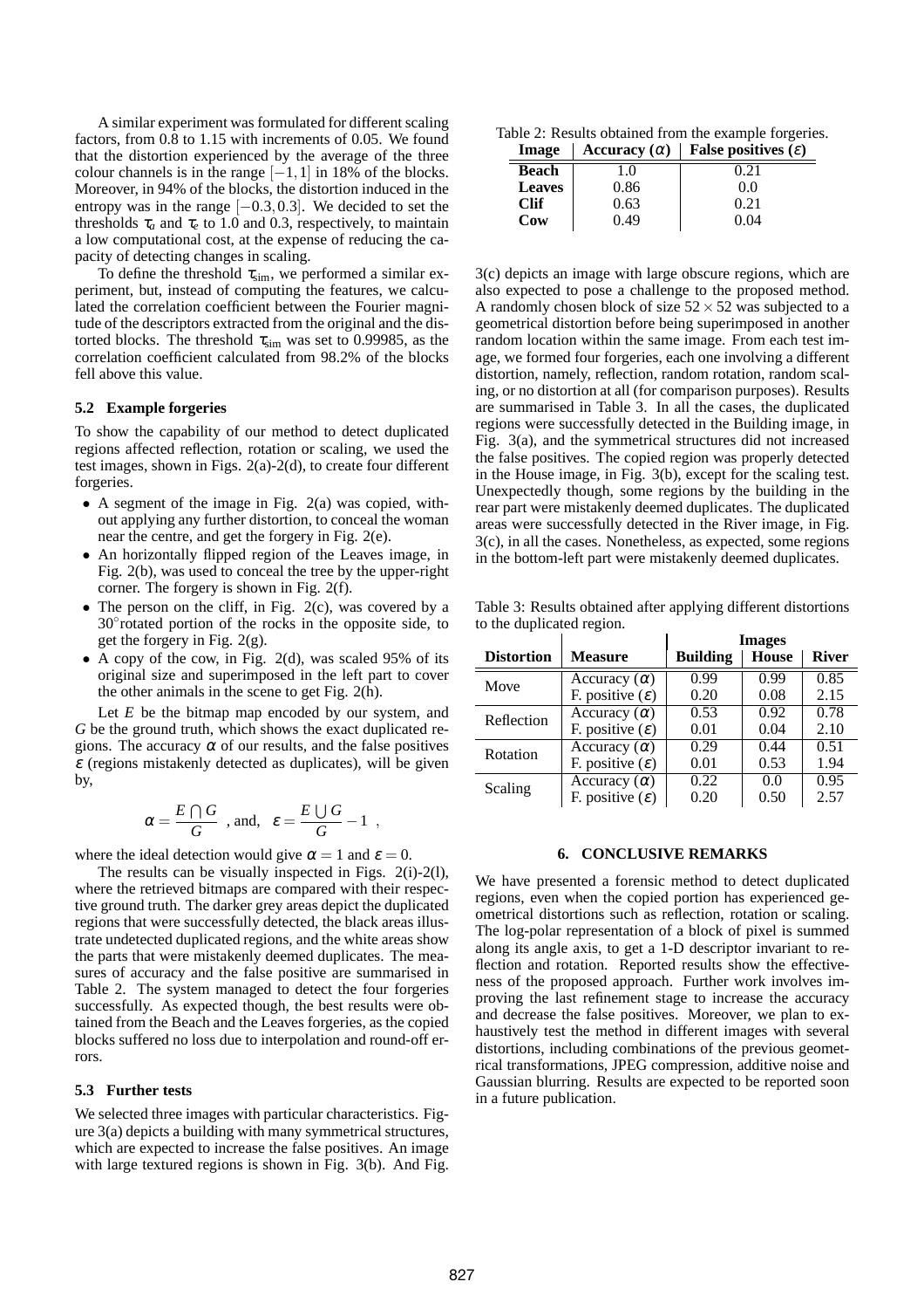A similar experiment was formulated for different scaling factors, from 0.8 to 1.15 with increments of 0.05. We found that the distortion experienced by the average of the three colour channels is in the range $[-1,1]$ in 18% of the blocks. Moreover, in 94% of the blocks, the distortion induced in the entropy was in the range $[-0.3, 0.3]$. We decided to set the thresholds $\tau_a$ and $\tau_e$ to 1.0 and 0.3, respectively, to maintain a low computational cost, at the expense of reducing the capacity of detecting changes in scaling.

To define the threshold $\tau_{\text{sim}}$, we performed a similar experiment, but, instead of computing the features, we calculated the correlation coefficient between the Fourier magnitude of the descriptors extracted from the original and the distorted blocks. The threshold $\tau_{\text{sim}}$ was set to 0.99985, as the correlation coefficient calculated from 98.2% of the blocks fell above this value.

### 5.2 Example forgeries

To show the capability of our method to detect duplicated regions affected reflection, rotation or scaling, we used the test images, shown in Figs. 2(a)-2(d), to create four different forgeries.

- A segment of the image in Fig. 2(a) was copied, without applying any further distortion, to conceal the woman near the centre, and get the forgery in Fig. 2(e).
- An horizontally flipped region of the Leaves image, in Fig. 2(b), was used to conceal the tree by the upper-right corner. The forgery is shown in Fig. 2(f).
- The person on the cliff, in Fig. 2(c), was covered by a $30°$rotated portion of the rocks in the opposite side, to get the forgery in Fig. 2(g).
- A copy of the cow, in Fig. 2(d), was scaled 95% of its original size and superimposed in the left part to cover the other animals in the scene to get Fig. 2(h).

Let $E$ be the bitmap map encoded by our system, and $G$ be the ground truth, which shows the exact duplicated regions. The accuracy $\alpha$ of our results, and the false positives $\varepsilon$ (regions mistakenly detected as duplicates), will be given by,

$$\alpha = \frac{E \bigcap G}{G} \quad \text{, and,} \quad \varepsilon = \frac{E \bigcup G}{G} - 1 \ ,$$

where the ideal detection would give $\alpha = 1$ and $\varepsilon = 0$.

The results can be visually inspected in Figs. 2(i)-2(l), where the retrieved bitmaps are compared with their respective ground truth. The darker grey areas depict the duplicated regions that were successfully detected, the black areas illustrate undetected duplicated regions, and the white areas show the parts that were mistakenly deemed duplicates. The measures of accuracy and the false positive are summarised in Table 2. The system managed to detect the four forgeries successfully. As expected though, the best results were obtained from the Beach and the Leaves forgeries, as the copied blocks suffered no loss due to interpolation and round-off errors.

### 5.3 Further tests

We selected three images with particular characteristics. Figure 3(a) depicts a building with many symmetrical structures, which are expected to increase the false positives. An image with large textured regions is shown in Fig. 3(b). And Fig. 3(c) depicts an image with large obscure regions, which are also expected to pose a challenge to the proposed method. A randomly chosen block of size $52 \times 52$ was subjected to a geometrical distortion before being superimposed in another random location within the same image. From each test image, we formed four forgeries, each one involving a different distortion, namely, reflection, random rotation, random scaling, or no distortion at all (for comparison purposes). Results are summarised in Table 3. In all the cases, the duplicated regions were successfully detected in the Building image, in Fig. 3(a), and the symmetrical structures did not increased the false positives. The copied region was properly detected in the House image, in Fig. 3(b), except for the scaling test. Unexpectedly though, some regions by the building in the rear part were mistakenly deemed duplicates. The duplicated areas were successfully detected in the River image, in Fig. 3(c), in all the cases. Nonetheless, as expected, some regions in the bottom-left part were mistakenly deemed duplicates.

Table 2: Results obtained from the example forgeries.

| Image | Accuracy ($\alpha$) | False positives ($\varepsilon$) |
|---|---|---|
| **Beach** | 1.0 | 0.21 |
| **Leaves** | 0.86 | 0.0 |
| **Clif** | 0.63 | 0.21 |
| **Cow** | 0.49 | 0.04 |

Table 3: Results obtained after applying different distortions to the duplicated region.

| | | Images | | |
|---|---|---|---|---|
| **Distortion** | **Measure** | **Building** | **House** | **River** |
| Move | Accuracy ($\alpha$) | 0.99 | 0.99 | 0.85 |
| | F. positive ($\varepsilon$) | 0.20 | 0.08 | 2.15 |
| Reflection | Accuracy ($\alpha$) | 0.53 | 0.92 | 0.78 |
| | F. positive ($\varepsilon$) | 0.01 | 0.04 | 2.10 |
| Rotation | Accuracy ($\alpha$) | 0.29 | 0.44 | 0.51 |
| | F. positive ($\varepsilon$) | 0.01 | 0.53 | 1.94 |
| Scaling | Accuracy ($\alpha$) | 0.22 | 0.0 | 0.95 |
| | F. positive ($\varepsilon$) | 0.20 | 0.50 | 2.57 |

## 6. CONCLUSIVE REMARKS

We have presented a forensic method to detect duplicated regions, even when the copied portion has experienced geometrical distortions such as reflection, rotation or scaling. The log-polar representation of a block of pixel is summed along its angle axis, to get a 1-D descriptor invariant to reflection and rotation. Reported results show the effectiveness of the proposed approach. Further work involves improving the last refinement stage to increase the accuracy and decrease the false positives. Moreover, we plan to exhaustively test the method in different images with several distortions, including combinations of the previous geometrical transformations, JPEG compression, additive noise and Gaussian blurring. Results are expected to be reported soon in a future publication.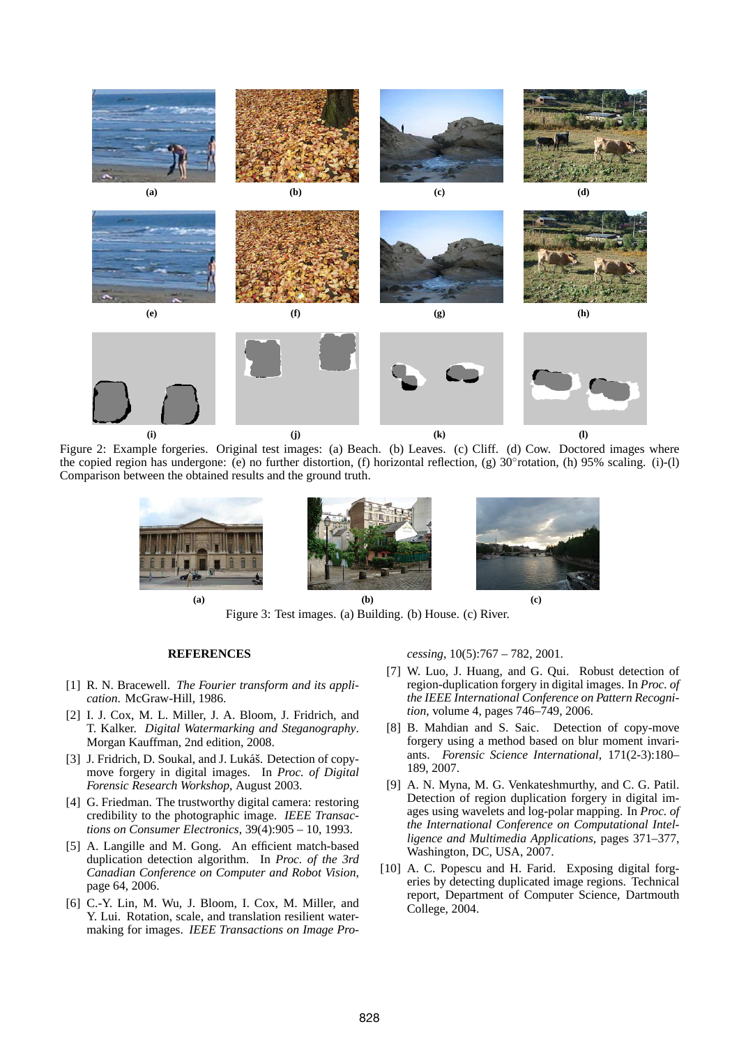(a) (b) (c) (d)

(e) (f) (g) (h)

(i) (j) (k) (l)

Figure 2: Example forgeries. Original test images: (a) Beach. (b) Leaves. (c) Cliff. (d) Cow. Doctored images where the copied region has undergone: (e) no further distortion, (f) horizontal reflection, (g) 30°rotation, (h) 95% scaling. (i)-(l) Comparison between the obtained results and the ground truth.

(a) (b) (c)

Figure 3: Test images. (a) Building. (b) House. (c) River.

## REFERENCES

[1] R. N. Bracewell. *The Fourier transform and its application*. McGraw-Hill, 1986.

[2] I. J. Cox, M. L. Miller, J. A. Bloom, J. Fridrich, and T. Kalker. *Digital Watermarking and Steganography*. Morgan Kauffman, 2nd edition, 2008.

[3] J. Fridrich, D. Soukal, and J. Lukáš. Detection of copy-move forgery in digital images. In *Proc. of Digital Forensic Research Workshop*, August 2003.

[4] G. Friedman. The trustworthy digital camera: restoring credibility to the photographic image. *IEEE Transactions on Consumer Electronics*, 39(4):905 – 10, 1993.

[5] A. Langille and M. Gong. An efficient match-based duplication detection algorithm. In *Proc. of the 3rd Canadian Conference on Computer and Robot Vision*, page 64, 2006.

[6] C.-Y. Lin, M. Wu, J. Bloom, I. Cox, M. Miller, and Y. Lui. Rotation, scale, and translation resilient watermaking for images. *IEEE Transactions on Image Processing*, 10(5):767 – 782, 2001.

[7] W. Luo, J. Huang, and G. Qui. Robust detection of region-duplication forgery in digital images. In *Proc. of the IEEE International Conference on Pattern Recognition*, volume 4, pages 746–749, 2006.

[8] B. Mahdian and S. Saic. Detection of copy-move forgery using a method based on blur moment invariants. *Forensic Science International*, 171(2-3):180–189, 2007.

[9] A. N. Myna, M. G. Venkateshmurthy, and C. G. Patil. Detection of region duplication forgery in digital images using wavelets and log-polar mapping. In *Proc. of the International Conference on Computational Intelligence and Multimedia Applications*, pages 371–377, Washington, DC, USA, 2007.

[10] A. C. Popescu and H. Farid. Exposing digital forgeries by detecting duplicated image regions. Technical report, Department of Computer Science, Dartmouth College, 2004.